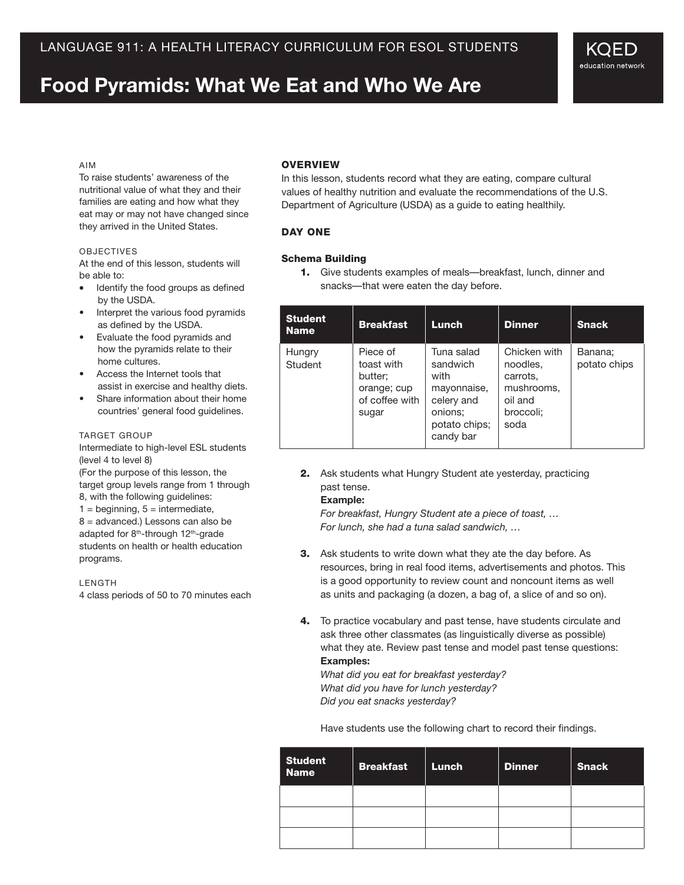LANGUAGE 911: A HEALTH LITERACY CURRICULUM FOR ESOL STUDENTS

KQED education network

# Food Pyramids: What We Eat and Who We Are

AIM

To raise students' awareness of the nutritional value of what they and their families are eating and how what they eat may or may not have changed since they arrived in the United States.

OBJECTIVES

At the end of this lesson, students will be able to:

- Identify the food groups as defined by the USDA.
- Interpret the various food pyramids as defined by the USDA.
- Evaluate the food pyramids and how the pyramids relate to their home cultures.
- Access the Internet tools that assist in exercise and healthy diets.
- Share information about their home countries' general food guidelines.

TARGET GROUP

Intermediate to high-level ESL students (level 4 to level 8)
(For the purpose of this lesson, the target group levels range from 1 through 8, with the following guidelines:
1 = beginning, 5 = intermediate,
8 = advanced.) Lessons can also be adapted for 8th-through 12th-grade students on health or health education programs.

LENGTH

4 class periods of 50 to 70 minutes each

## OVERVIEW

In this lesson, students record what they are eating, compare cultural values of healthy nutrition and evaluate the recommendations of the U.S. Department of Agriculture (USDA) as a guide to eating healthily.

## DAY ONE

### Schema Building

1. Give students examples of meals—breakfast, lunch, dinner and snacks—that were eaten the day before.

| Student Name | Breakfast | Lunch | Dinner | Snack |
|---|---|---|---|---|
| Hungry Student | Piece of toast with butter; orange; cup of coffee with sugar | Tuna salad sandwich with mayonnaise, celery and onions; potato chips; candy bar | Chicken with noodles, carrots, mushrooms, oil and broccoli; soda | Banana; potato chips |

2. Ask students what Hungry Student ate yesterday, practicing past tense.
   **Example:**
   *For breakfast, Hungry Student ate a piece of toast, …*
   *For lunch, she had a tuna salad sandwich, …*

3. Ask students to write down what they ate the day before. As resources, bring in real food items, advertisements and photos. This is a good opportunity to review count and noncount items as well as units and packaging (a dozen, a bag of, a slice of and so on).

4. To practice vocabulary and past tense, have students circulate and ask three other classmates (as linguistically diverse as possible) what they ate. Review past tense and model past tense questions:
   **Examples:**
   *What did you eat for breakfast yesterday?*
   *What did you have for lunch yesterday?*
   *Did you eat snacks yesterday?*

   Have students use the following chart to record their findings.

| Student Name | Breakfast | Lunch | Dinner | Snack |
|---|---|---|---|---|
| | | | | |
| | | | | |
| | | | | |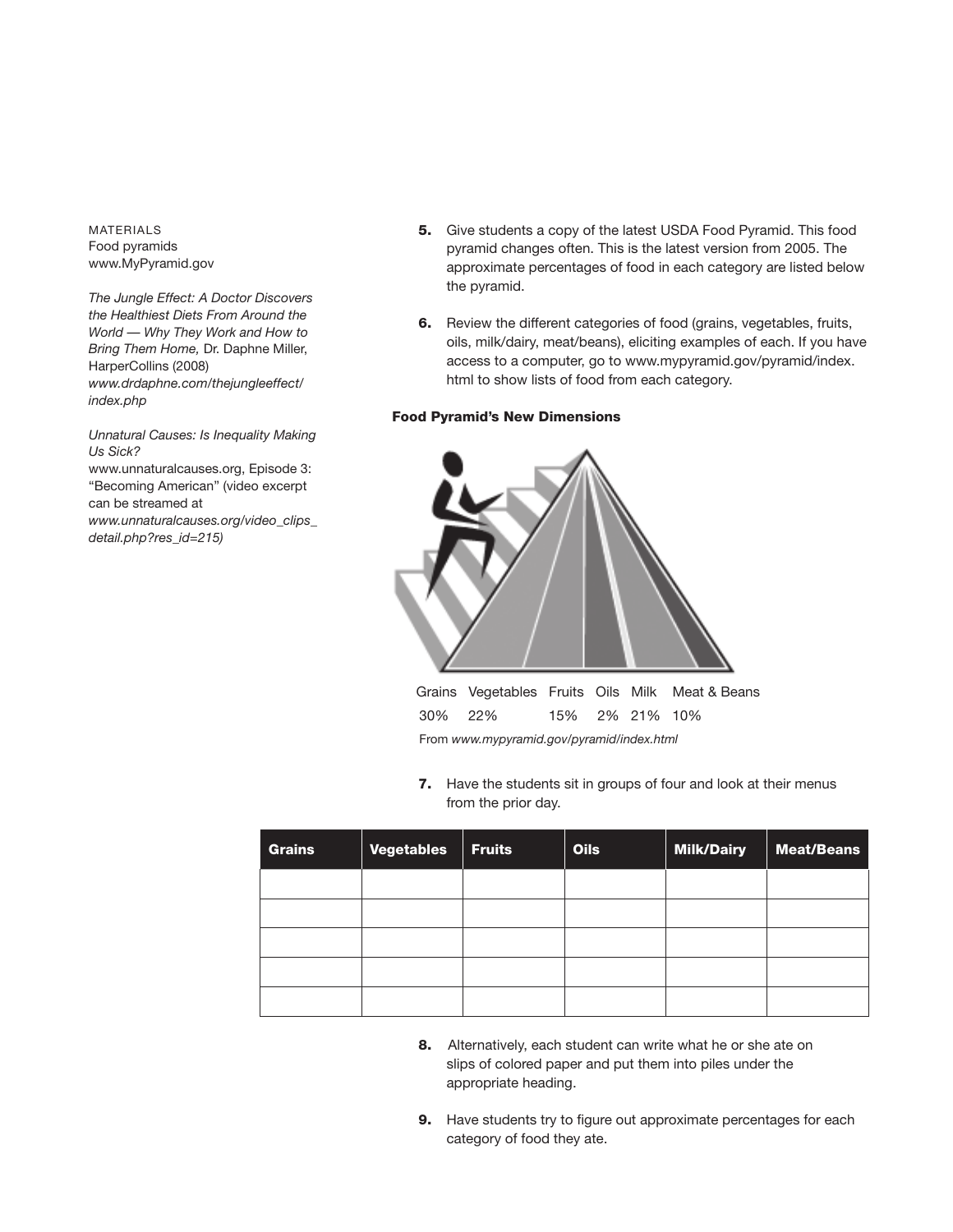MATERIALS
Food pyramids
www.MyPyramid.gov

*The Jungle Effect: A Doctor Discovers the Healthiest Diets From Around the World — Why They Work and How to Bring Them Home,* Dr. Daphne Miller, HarperCollins (2008)
*www.drdaphne.com/thejungleeffect/index.php*

*Unnatural Causes: Is Inequality Making Us Sick?*
www.unnaturalcauses.org, Episode 3: "Becoming American" (video excerpt can be streamed at *www.unnaturalcauses.org/video_clips_detail.php?res_id=215)*

5. Give students a copy of the latest USDA Food Pyramid. This food pyramid changes often. This is the latest version from 2005. The approximate percentages of food in each category are listed below the pyramid.

6. Review the different categories of food (grains, vegetables, fruits, oils, milk/dairy, meat/beans), eliciting examples of each. If you have access to a computer, go to www.mypyramid.gov/pyramid/index.html to show lists of food from each category.

**Food Pyramid's New Dimensions**

| Grains | Vegetables | Fruits | Oils | Milk | Meat & Beans |
|---|---|---|---|---|---|
| 30% | 22% | 15% | 2% | 21% | 10% |

From *www.mypyramid.gov/pyramid/index.html*

7. Have the students sit in groups of four and look at their menus from the prior day.

| Grains | Vegetables | Fruits | Oils | Milk/Dairy | Meat/Beans |
|---|---|---|---|---|---|
| | | | | | |
| | | | | | |
| | | | | | |
| | | | | | |
| | | | | | |

8. Alternatively, each student can write what he or she ate on slips of colored paper and put them into piles under the appropriate heading.

9. Have students try to figure out approximate percentages for each category of food they ate.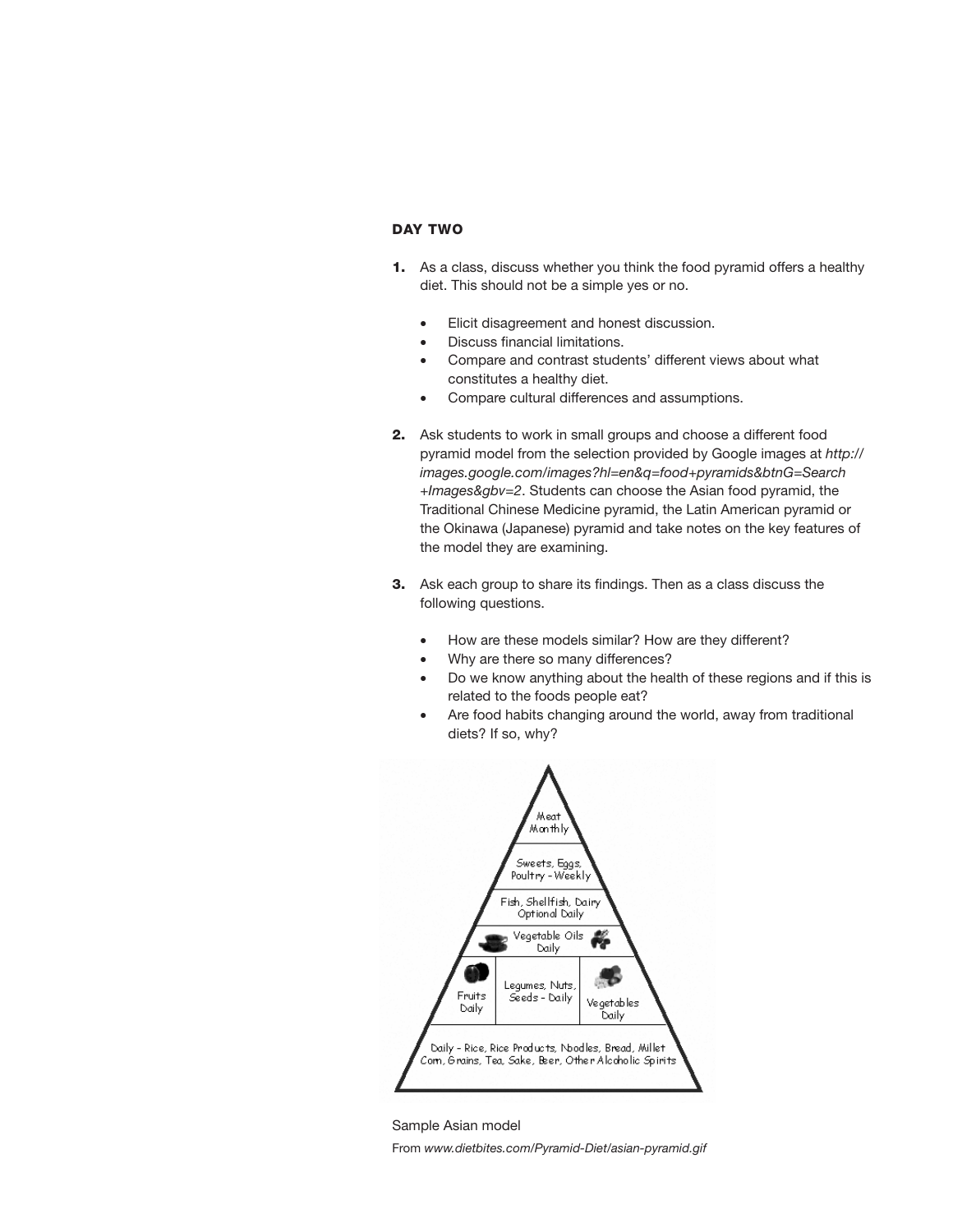### DAY TWO

1. As a class, discuss whether you think the food pyramid offers a healthy diet. This should not be a simple yes or no.
   - Elicit disagreement and honest discussion.
   - Discuss financial limitations.
   - Compare and contrast students' different views about what constitutes a healthy diet.
   - Compare cultural differences and assumptions.

2. Ask students to work in small groups and choose a different food pyramid model from the selection provided by Google images at *http://images.google.com/images?hl=en&q=food+pyramids&btnG=Search+Images&gbv=2*. Students can choose the Asian food pyramid, the Traditional Chinese Medicine pyramid, the Latin American pyramid or the Okinawa (Japanese) pyramid and take notes on the key features of the model they are examining.

3. Ask each group to share its findings. Then as a class discuss the following questions.
   - How are these models similar? How are they different?
   - Why are there so many differences?
   - Do we know anything about the health of these regions and if this is related to the foods people eat?
   - Are food habits changing around the world, away from traditional diets? If so, why?

Meat Monthly

Sweets, Eggs, Poultry - Weekly

Fish, Shellfish, Dairy Optional Daily

Vegetable Oils Daily

Fruits Daily | Legumes, Nuts, Seeds - Daily | Vegetables Daily

Daily - Rice, Rice Products, Noodles, Bread, Millet Corn, Grains, Tea, Sake, Beer, Other Alcoholic Spirits

Sample Asian model

From *www.dietbites.com/Pyramid-Diet/asian-pyramid.gif*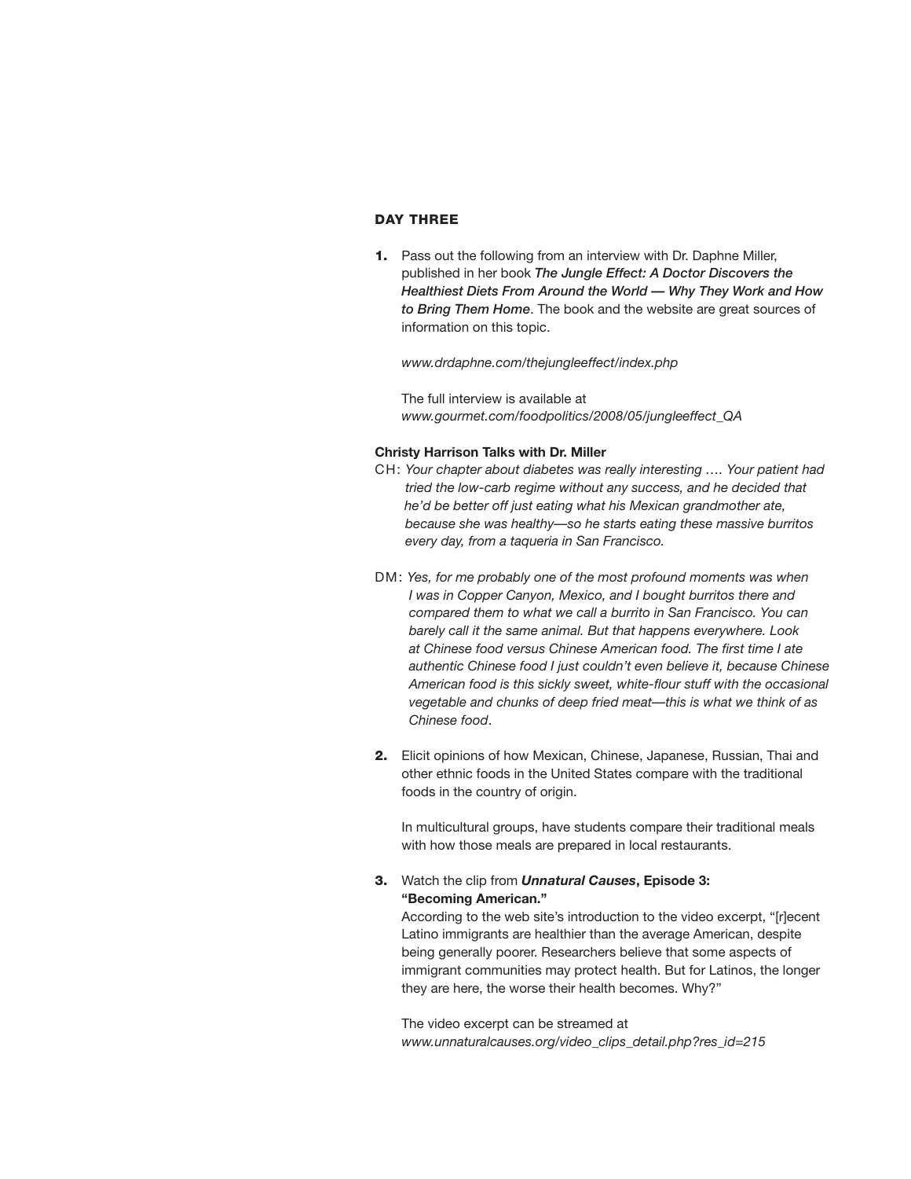## DAY THREE

1. Pass out the following from an interview with Dr. Daphne Miller, published in her book ***The Jungle Effect: A Doctor Discovers the Healthiest Diets From Around the World — Why They Work and How to Bring Them Home***. The book and the website are great sources of information on this topic.

   *www.drdaphne.com/thejungleeffect/index.php*

   The full interview is available at
   *www.gourmet.com/foodpolitics/2008/05/jungleeffect_QA*

**Christy Harrison Talks with Dr. Miller**

CH: *Your chapter about diabetes was really interesting …. Your patient had tried the low-carb regime without any success, and he decided that he'd be better off just eating what his Mexican grandmother ate, because she was healthy—so he starts eating these massive burritos every day, from a taqueria in San Francisco.*

DM: *Yes, for me probably one of the most profound moments was when I was in Copper Canyon, Mexico, and I bought burritos there and compared them to what we call a burrito in San Francisco. You can barely call it the same animal. But that happens everywhere. Look at Chinese food versus Chinese American food. The first time I ate authentic Chinese food I just couldn't even believe it, because Chinese American food is this sickly sweet, white-flour stuff with the occasional vegetable and chunks of deep fried meat—this is what we think of as Chinese food*.

2. Elicit opinions of how Mexican, Chinese, Japanese, Russian, Thai and other ethnic foods in the United States compare with the traditional foods in the country of origin.

   In multicultural groups, have students compare their traditional meals with how those meals are prepared in local restaurants.

3. Watch the clip from ***Unnatural Causes*, Episode 3: "Becoming American."**
   According to the web site's introduction to the video excerpt, "[r]ecent Latino immigrants are healthier than the average American, despite being generally poorer. Researchers believe that some aspects of immigrant communities may protect health. But for Latinos, the longer they are here, the worse their health becomes. Why?"

   The video excerpt can be streamed at
   *www.unnaturalcauses.org/video_clips_detail.php?res_id=215*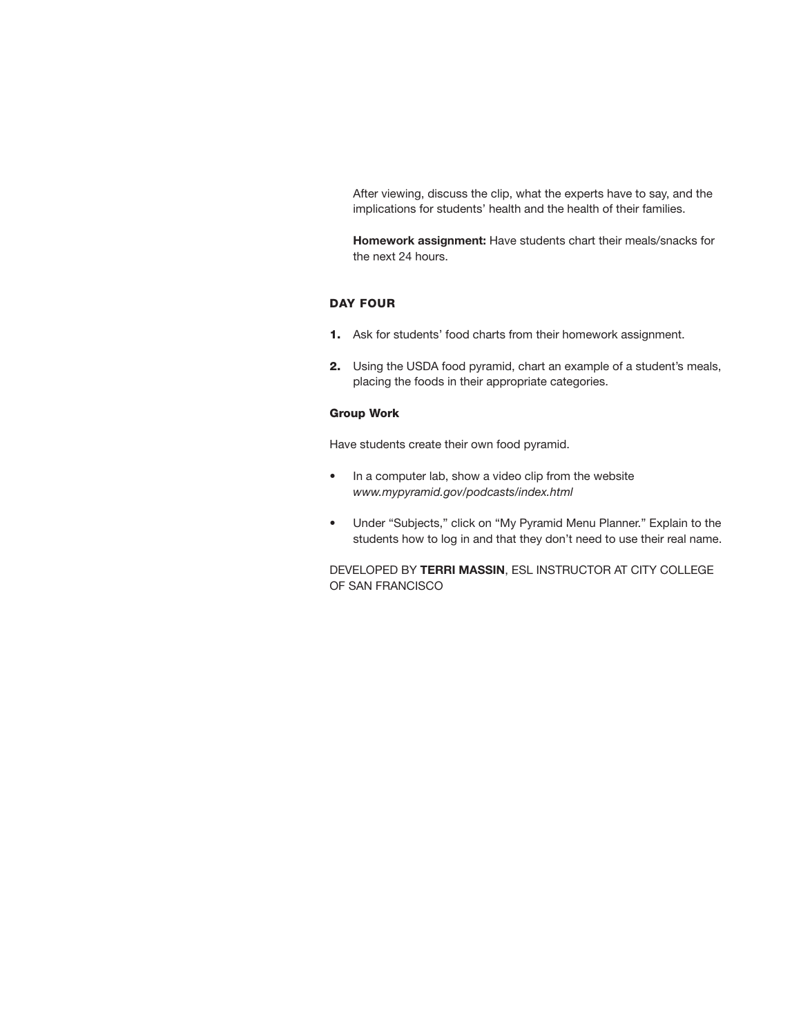After viewing, discuss the clip, what the experts have to say, and the implications for students' health and the health of their families.

**Homework assignment:** Have students chart their meals/snacks for the next 24 hours.

### DAY FOUR

1. Ask for students' food charts from their homework assignment.
2. Using the USDA food pyramid, chart an example of a student's meals, placing the foods in their appropriate categories.

**Group Work**

Have students create their own food pyramid.

- In a computer lab, show a video clip from the website *www.mypyramid.gov/podcasts/index.html*
- Under "Subjects," click on "My Pyramid Menu Planner." Explain to the students how to log in and that they don't need to use their real name.

DEVELOPED BY **TERRI MASSIN**, ESL INSTRUCTOR AT CITY COLLEGE OF SAN FRANCISCO